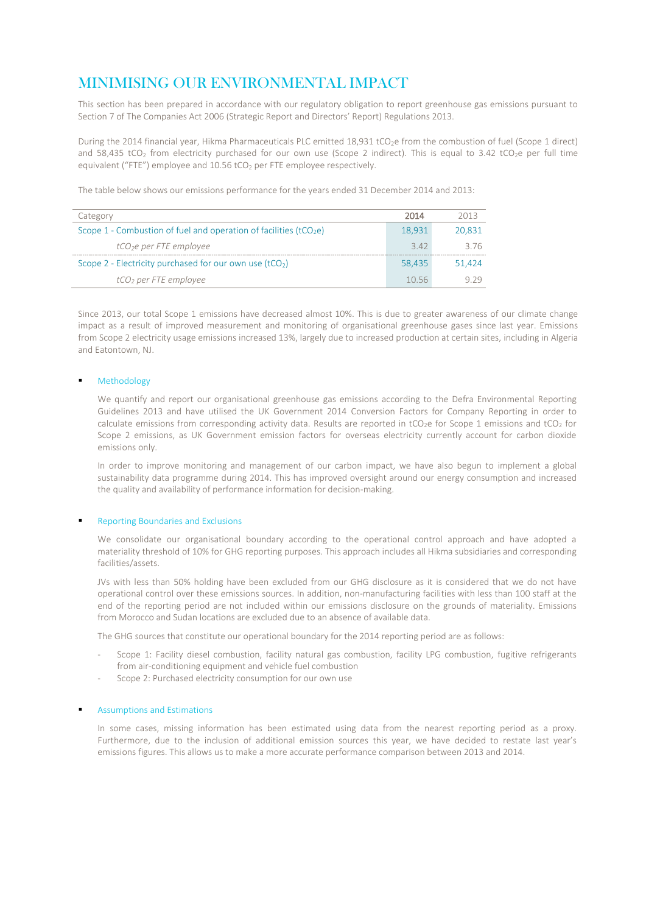# MINIMISING OUR ENVIRONMENTAL IMPACT

This section has been prepared in accordance with our regulatory obligation to report greenhouse gas emissions pursuant to Section 7 of The Companies Act 2006 (Strategic Report and Directors' Report) Regulations 2013.

During the 2014 financial year, Hikma Pharmaceuticals PLC emitted 18,931 $tCO_2e$ from the combustion of fuel (Scope 1 direct) and 58,435 $tCO_2$ from electricity purchased for our own use (Scope 2 indirect). This is equal to 3.42 $tCO_2e$ per full time equivalent ("FTE") employee and 10.56 $tCO_2$ per FTE employee respectively.

The table below shows our emissions performance for the years ended 31 December 2014 and 2013:

| Category | 2014 | 2013 |
|---|---|---|
| Scope 1 - Combustion of fuel and operation of facilities ($tCO_2e$) | 18,931 | 20,831 |
| *$tCO_2e$ per FTE employee* | 3.42 | 3.76 |
| Scope 2 - Electricity purchased for our own use ($tCO_2$) | 58,435 | 51,424 |
| *$tCO_2$ per FTE employee* | 10.56 | 9.29 |

Since 2013, our total Scope 1 emissions have decreased almost 10%. This is due to greater awareness of our climate change impact as a result of improved measurement and monitoring of organisational greenhouse gases since last year. Emissions from Scope 2 electricity usage emissions increased 13%, largely due to increased production at certain sites, including in Algeria and Eatontown, NJ.

- **Methodology**

  We quantify and report our organisational greenhouse gas emissions according to the Defra Environmental Reporting Guidelines 2013 and have utilised the UK Government 2014 Conversion Factors for Company Reporting in order to calculate emissions from corresponding activity data. Results are reported in $tCO_2e$ for Scope 1 emissions and $tCO_2$ for Scope 2 emissions, as UK Government emission factors for overseas electricity currently account for carbon dioxide emissions only.

  In order to improve monitoring and management of our carbon impact, we have also begun to implement a global sustainability data programme during 2014. This has improved oversight around our energy consumption and increased the quality and availability of performance information for decision-making.

- **Reporting Boundaries and Exclusions**

  We consolidate our organisational boundary according to the operational control approach and have adopted a materiality threshold of 10% for GHG reporting purposes. This approach includes all Hikma subsidiaries and corresponding facilities/assets.

  JVs with less than 50% holding have been excluded from our GHG disclosure as it is considered that we do not have operational control over these emissions sources. In addition, non-manufacturing facilities with less than 100 staff at the end of the reporting period are not included within our emissions disclosure on the grounds of materiality. Emissions from Morocco and Sudan locations are excluded due to an absence of available data.

  The GHG sources that constitute our operational boundary for the 2014 reporting period are as follows:

  - Scope 1: Facility diesel combustion, facility natural gas combustion, facility LPG combustion, fugitive refrigerants from air-conditioning equipment and vehicle fuel combustion
  - Scope 2: Purchased electricity consumption for our own use

- **Assumptions and Estimations**

  In some cases, missing information has been estimated using data from the nearest reporting period as a proxy. Furthermore, due to the inclusion of additional emission sources this year, we have decided to restate last year's emissions figures. This allows us to make a more accurate performance comparison between 2013 and 2014.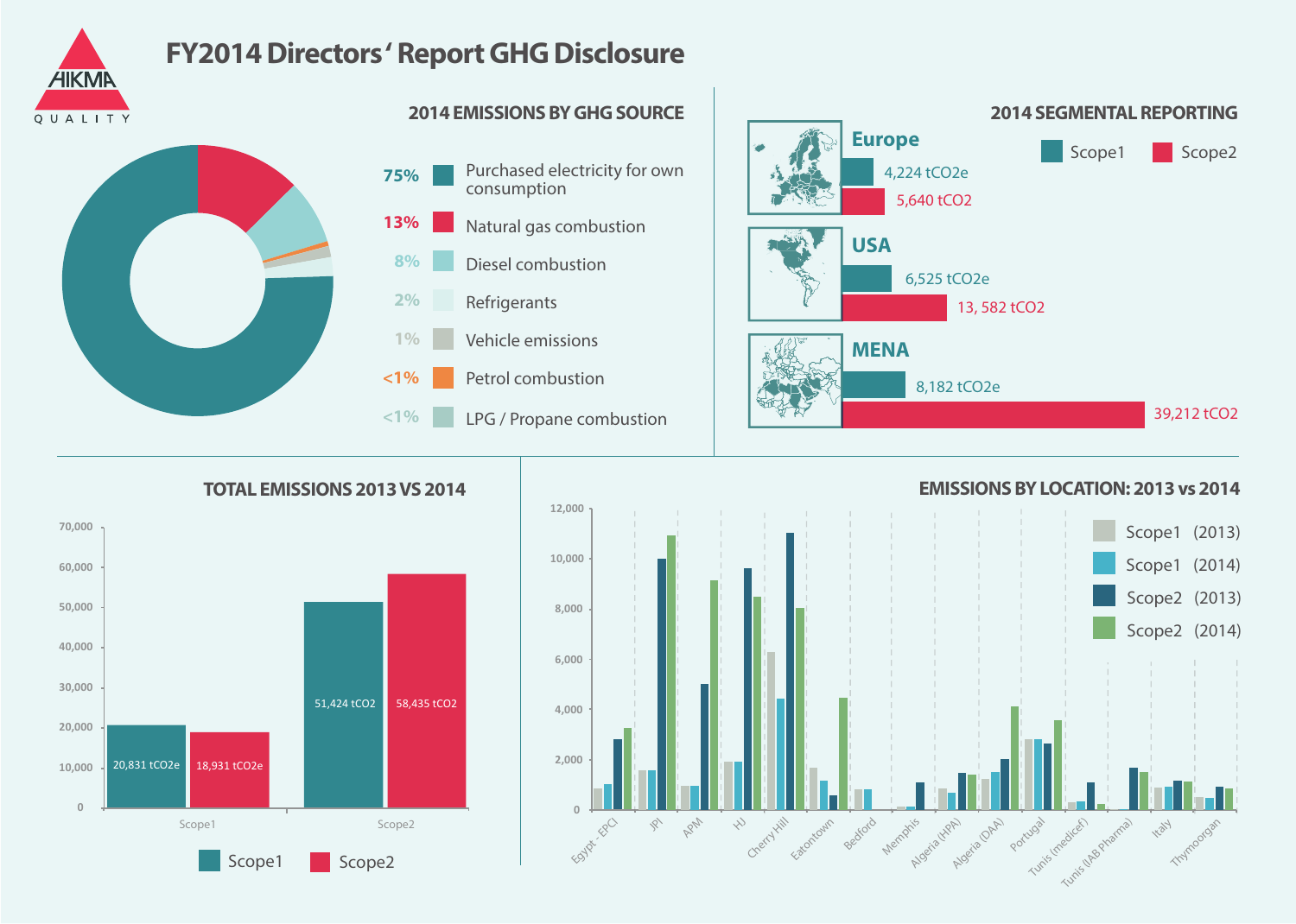# FY2014 Directors' Report GHG Disclosure

HIKMA
QUALITY

## 2014 EMISSIONS BY GHG SOURCE

75% Purchased electricity for own consumption
13% Natural gas combustion
8% Diesel combustion
2% Refrigerants
1% Vehicle emissions
<1% Petrol combustion
<1% LPG / Propane combustion

## 2014 SEGMENTAL REPORTING

Scope1 Scope2

**Europe**
4,224 $tCO_2e$
5,640 $tCO_2$

**USA**
6,525 $tCO_2e$
13, 582 $tCO_2$

**MENA**
8,182 $tCO_2e$
39,212 $tCO_2$

## TOTAL EMISSIONS 2013 VS 2014

70,000
60,000
50,000
40,000
30,000
20,000
10,000
0

Scope1: 20,831 $tCO_2e$ | 18,931 $tCO_2e$
Scope2: 51,424 $tCO_2$ | 58,435 $tCO_2$

Scope1 Scope2

## EMISSIONS BY LOCATION: 2013 vs 2014

12,000
10,000
8,000
6,000
4,000
2,000
0

Scope1 (2013)
Scope1 (2014)
Scope2 (2013)
Scope2 (2014)

Egypt - EPCI, JPI, APM, HJ, Cherry Hill, Eatontown, Bedford, Memphis, Algeria (HPA), Algeria (DAA), Portugal, Tunis (medicef), Tunis (IAB Pharma), Italy, Thymoorgan